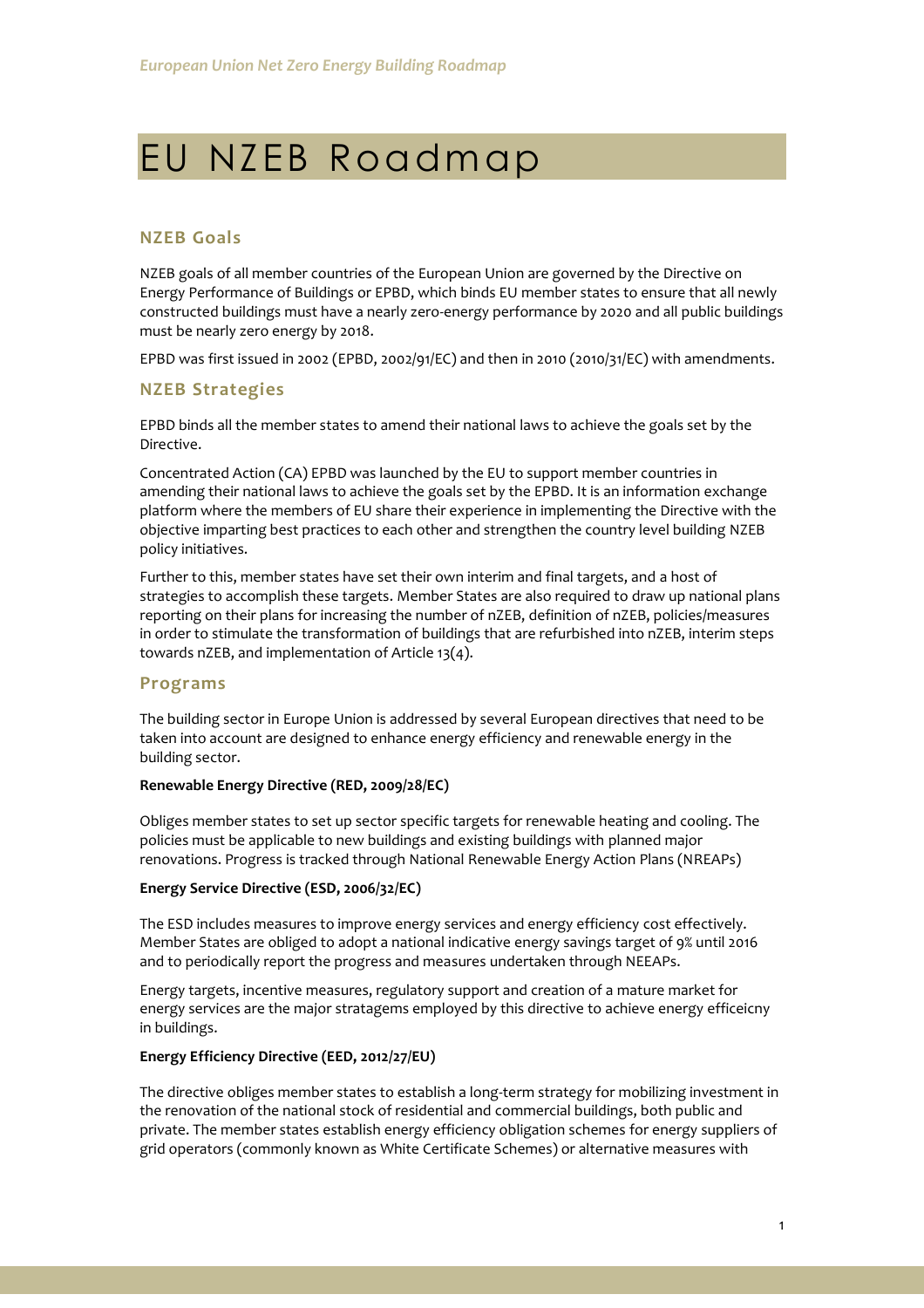# EU NZEB Roadmap

## NZEB Goals

NZEB goals of all member countries of the European Union are governed by the Directive on Energy Performance of Buildings or EPBD, which binds EU member states to ensure that all newly constructed buildings must have a nearly zero-energy performance by 2020 and all public buildings must be nearly zero energy by 2018.

EPBD was first issued in 2002 (EPBD, 2002/91/EC) and then in 2010 (2010/31/EC) with amendments.

## NZEB Strategies

EPBD binds all the member states to amend their national laws to achieve the goals set by the Directive.

Concentrated Action (CA) EPBD was launched by the EU to support member countries in amending their national laws to achieve the goals set by the EPBD. It is an information exchange platform where the members of EU share their experience in implementing the Directive with the objective imparting best practices to each other and strengthen the country level building NZEB policy initiatives.

Further to this, member states have set their own interim and final targets, and a host of strategies to accomplish these targets. Member States are also required to draw up national plans reporting on their plans for increasing the number of nZEB, definition of nZEB, policies/measures in order to stimulate the transformation of buildings that are refurbished into nZEB, interim steps towards nZEB, and implementation of Article 13(4).

## Programs

The building sector in Europe Union is addressed by several European directives that need to be taken into account are designed to enhance energy efficiency and renewable energy in the building sector.

**Renewable Energy Directive (RED, 2009/28/EC)**

Obliges member states to set up sector specific targets for renewable heating and cooling. The policies must be applicable to new buildings and existing buildings with planned major renovations. Progress is tracked through National Renewable Energy Action Plans (NREAPs)

**Energy Service Directive (ESD, 2006/32/EC)**

The ESD includes measures to improve energy services and energy efficiency cost effectively. Member States are obliged to adopt a national indicative energy savings target of 9% until 2016 and to periodically report the progress and measures undertaken through NEEAPs.

Energy targets, incentive measures, regulatory support and creation of a mature market for energy services are the major stratagems employed by this directive to achieve energy efficeicny in buildings.

**Energy Efficiency Directive (EED, 2012/27/EU)**

The directive obliges member states to establish a long-term strategy for mobilizing investment in the renovation of the national stock of residential and commercial buildings, both public and private. The member states establish energy efficiency obligation schemes for energy suppliers of grid operators (commonly known as White Certificate Schemes) or alternative measures with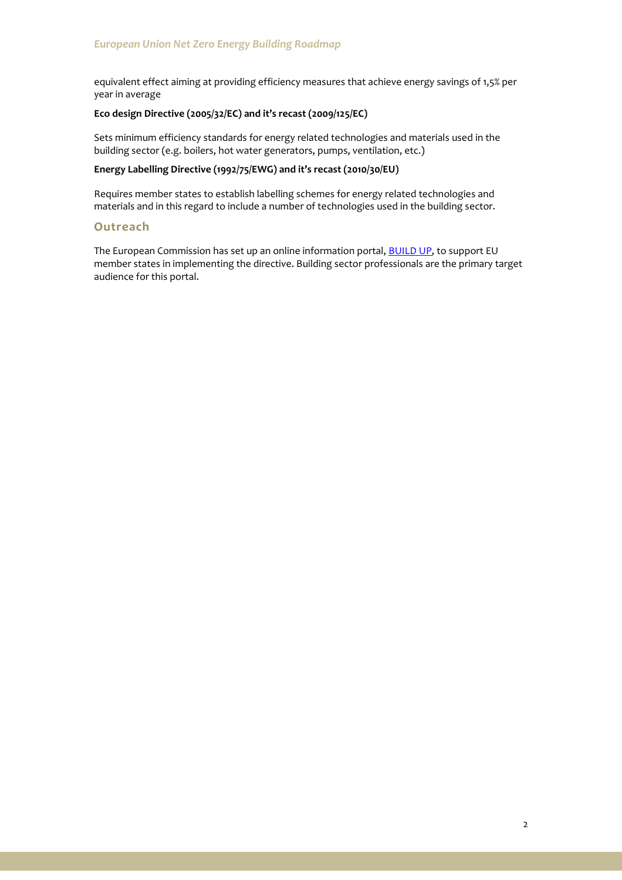equivalent effect aiming at providing efficiency measures that achieve energy savings of 1,5% per year in average

**Eco design Directive (2005/32/EC) and it's recast (2009/125/EC)**

Sets minimum efficiency standards for energy related technologies and materials used in the building sector (e.g. boilers, hot water generators, pumps, ventilation, etc.)

**Energy Labelling Directive (1992/75/EWG) and it's recast (2010/30/EU)**

Requires member states to establish labelling schemes for energy related technologies and materials and in this regard to include a number of technologies used in the building sector.

## Outreach

The European Commission has set up an online information portal, BUILD UP, to support EU member states in implementing the directive. Building sector professionals are the primary target audience for this portal.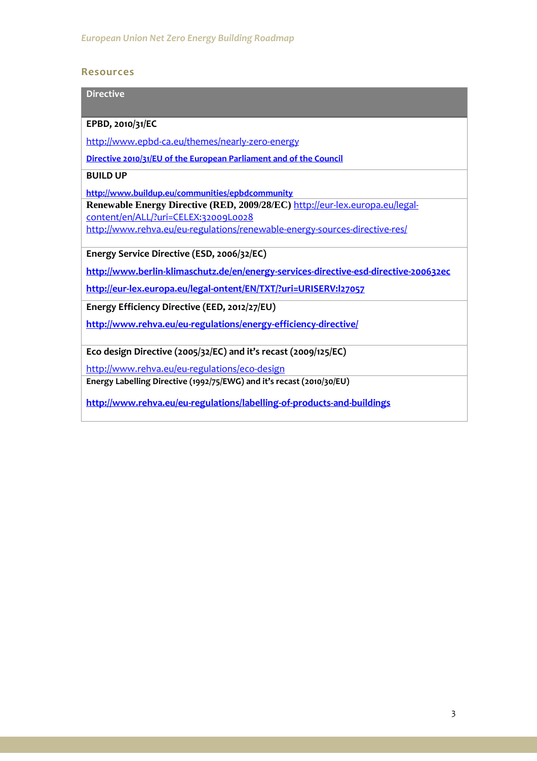## Resources

| Directive |
|---|
| **EPBD, 2010/31/EC**<br>http://www.epbd-ca.eu/themes/nearly-zero-energy<br>**Directive 2010/31/EU of the European Parliament and of the Council** |
| **BUILD UP**<br>**http://www.buildup.eu/communities/epbdcommunity** |
| **Renewable Energy Directive (RED, 2009/28/EC)** http://eur-lex.europa.eu/legal-content/en/ALL/?uri=CELEX:32009L0028<br>http://www.rehva.eu/eu-regulations/renewable-energy-sources-directive-res/ |
| **Energy Service Directive (ESD, 2006/32/EC)**<br>**http://www.berlin-klimaschutz.de/en/energy-services-directive-esd-directive-200632ec**<br>**http://eur-lex.europa.eu/legal-ontent/EN/TXT/?uri=URISERV:l27057** |
| **Energy Efficiency Directive (EED, 2012/27/EU)**<br>**http://www.rehva.eu/eu-regulations/energy-efficiency-directive/** |
| **Eco design Directive (2005/32/EC) and it's recast (2009/125/EC)**<br>http://www.rehva.eu/eu-regulations/eco-design |
| **Energy Labelling Directive (1992/75/EWG) and it's recast (2010/30/EU)**<br>**http://www.rehva.eu/eu-regulations/labelling-of-products-and-buildings** |